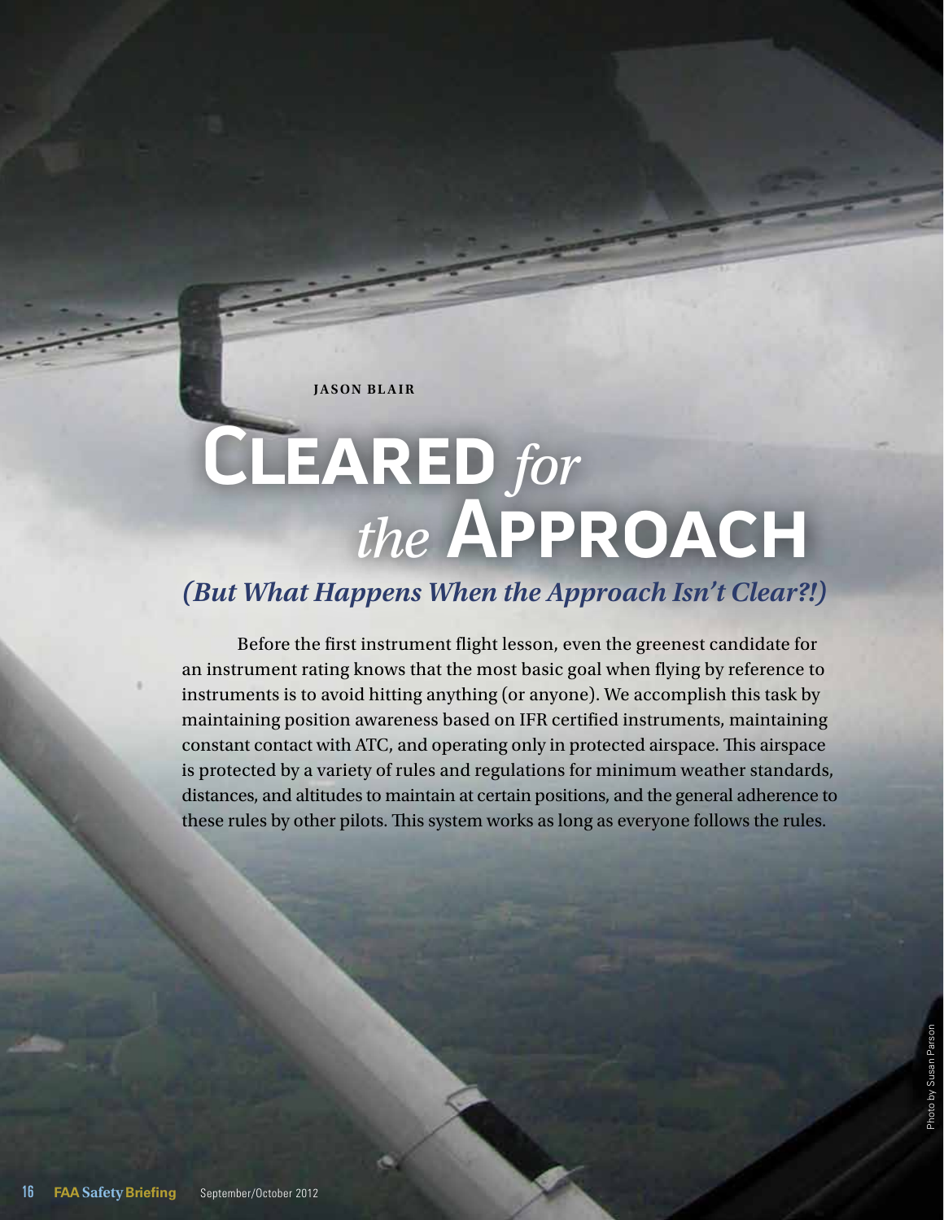JASON BLAIR

# Cleared *for* *the* Approach

## *(But What Happens When the Approach Isn't Clear?!)*

Before the first instrument flight lesson, even the greenest candidate for an instrument rating knows that the most basic goal when flying by reference to instruments is to avoid hitting anything (or anyone). We accomplish this task by maintaining position awareness based on IFR certified instruments, maintaining constant contact with ATC, and operating only in protected airspace. This airspace is protected by a variety of rules and regulations for minimum weather standards, distances, and altitudes to maintain at certain positions, and the general adherence to these rules by other pilots. This system works as long as everyone follows the rules.

Photo by Susan Parson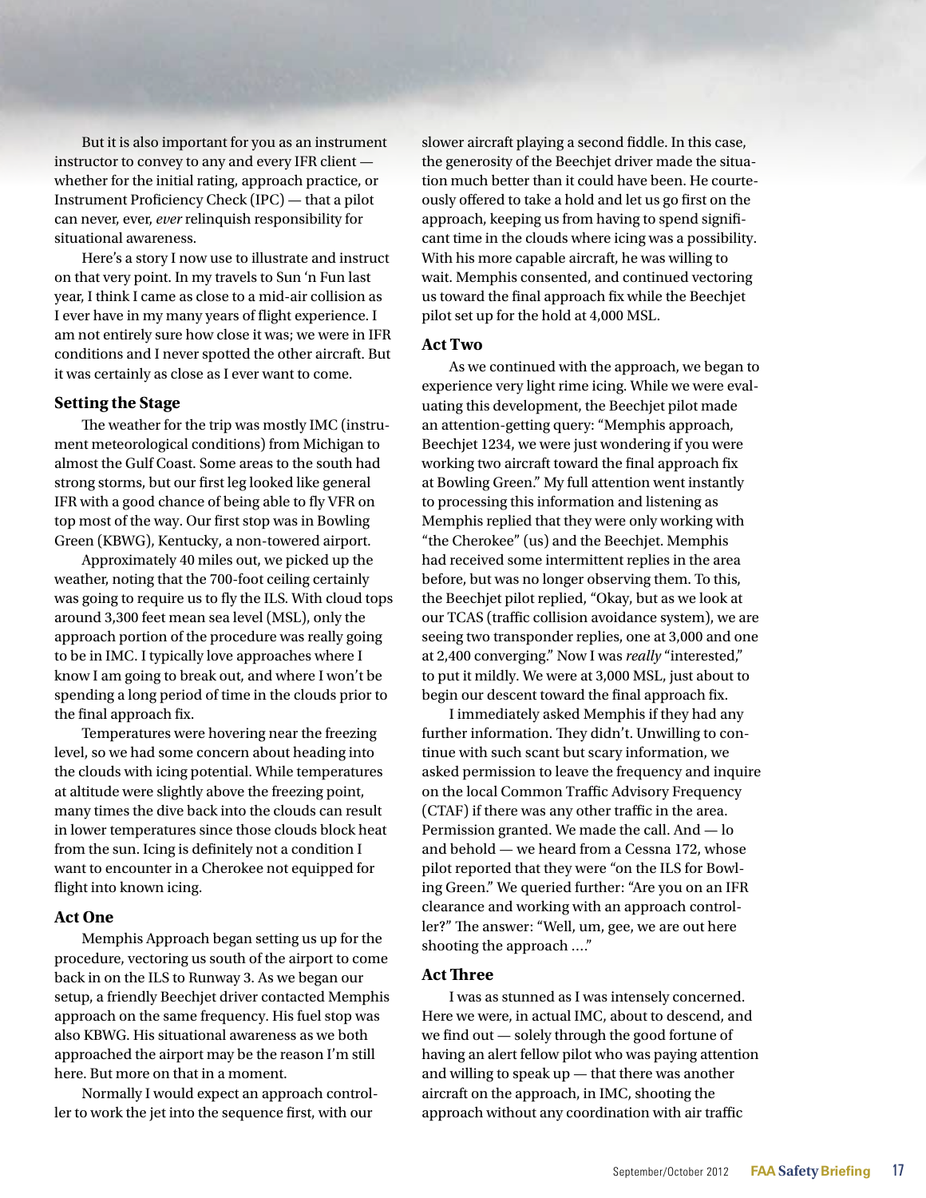But it is also important for you as an instrument instructor to convey to any and every IFR client — whether for the initial rating, approach practice, or Instrument Proficiency Check (IPC) — that a pilot can never, ever, *ever* relinquish responsibility for situational awareness.

Here's a story I now use to illustrate and instruct on that very point. In my travels to Sun 'n Fun last year, I think I came as close to a mid-air collision as I ever have in my many years of flight experience. I am not entirely sure how close it was; we were in IFR conditions and I never spotted the other aircraft. But it was certainly as close as I ever want to come.

### Setting the Stage

The weather for the trip was mostly IMC (instrument meteorological conditions) from Michigan to almost the Gulf Coast. Some areas to the south had strong storms, but our first leg looked like general IFR with a good chance of being able to fly VFR on top most of the way. Our first stop was in Bowling Green (KBWG), Kentucky, a non-towered airport.

Approximately 40 miles out, we picked up the weather, noting that the 700-foot ceiling certainly was going to require us to fly the ILS. With cloud tops around 3,300 feet mean sea level (MSL), only the approach portion of the procedure was really going to be in IMC. I typically love approaches where I know I am going to break out, and where I won't be spending a long period of time in the clouds prior to the final approach fix.

Temperatures were hovering near the freezing level, so we had some concern about heading into the clouds with icing potential. While temperatures at altitude were slightly above the freezing point, many times the dive back into the clouds can result in lower temperatures since those clouds block heat from the sun. Icing is definitely not a condition I want to encounter in a Cherokee not equipped for flight into known icing.

### Act One

Memphis Approach began setting us up for the procedure, vectoring us south of the airport to come back in on the ILS to Runway 3. As we began our setup, a friendly Beechjet driver contacted Memphis approach on the same frequency. His fuel stop was also KBWG. His situational awareness as we both approached the airport may be the reason I'm still here. But more on that in a moment.

Normally I would expect an approach controller to work the jet into the sequence first, with our slower aircraft playing a second fiddle. In this case, the generosity of the Beechjet driver made the situation much better than it could have been. He courteously offered to take a hold and let us go first on the approach, keeping us from having to spend significant time in the clouds where icing was a possibility. With his more capable aircraft, he was willing to wait. Memphis consented, and continued vectoring us toward the final approach fix while the Beechjet pilot set up for the hold at 4,000 MSL.

### Act Two

As we continued with the approach, we began to experience very light rime icing. While we were evaluating this development, the Beechjet pilot made an attention-getting query: "Memphis approach, Beechjet 1234, we were just wondering if you were working two aircraft toward the final approach fix at Bowling Green." My full attention went instantly to processing this information and listening as Memphis replied that they were only working with "the Cherokee" (us) and the Beechjet. Memphis had received some intermittent replies in the area before, but was no longer observing them. To this, the Beechjet pilot replied, "Okay, but as we look at our TCAS (traffic collision avoidance system), we are seeing two transponder replies, one at 3,000 and one at 2,400 converging." Now I was *really* "interested," to put it mildly. We were at 3,000 MSL, just about to begin our descent toward the final approach fix.

I immediately asked Memphis if they had any further information. They didn't. Unwilling to continue with such scant but scary information, we asked permission to leave the frequency and inquire on the local Common Traffic Advisory Frequency (CTAF) if there was any other traffic in the area. Permission granted. We made the call. And — lo and behold — we heard from a Cessna 172, whose pilot reported that they were "on the ILS for Bowling Green." We queried further: "Are you on an IFR clearance and working with an approach controller?" The answer: "Well, um, gee, we are out here shooting the approach …."

### Act Three

I was as stunned as I was intensely concerned. Here we were, in actual IMC, about to descend, and we find out — solely through the good fortune of having an alert fellow pilot who was paying attention and willing to speak up — that there was another aircraft on the approach, in IMC, shooting the approach without any coordination with air traffic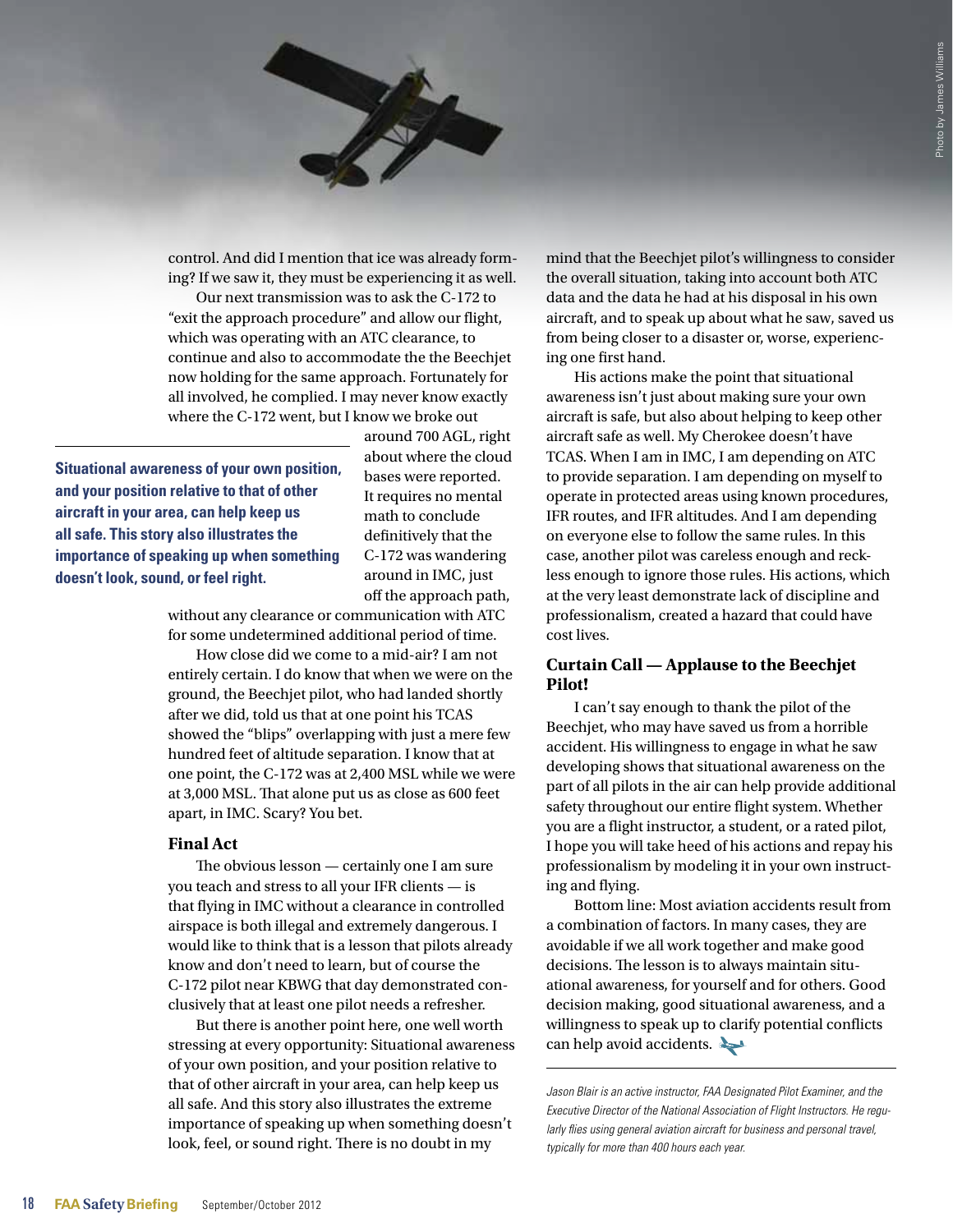control. And did I mention that ice was already forming? If we saw it, they must be experiencing it as well.

Our next transmission was to ask the C-172 to "exit the approach procedure" and allow our flight, which was operating with an ATC clearance, to continue and also to accommodate the the Beechjet now holding for the same approach. Fortunately for all involved, he complied. I may never know exactly where the C-172 went, but I know we broke out around 700 AGL, right about where the cloud bases were reported. It requires no mental math to conclude definitively that the C-172 was wandering around in IMC, just off the approach path, without any clearance or communication with ATC for some undetermined additional period of time.

**Situational awareness of your own position, and your position relative to that of other aircraft in your area, can help keep us all safe. This story also illustrates the importance of speaking up when something doesn't look, sound, or feel right.**

How close did we come to a mid-air? I am not entirely certain. I do know that when we were on the ground, the Beechjet pilot, who had landed shortly after we did, told us that at one point his TCAS showed the "blips" overlapping with just a mere few hundred feet of altitude separation. I know that at one point, the C-172 was at 2,400 MSL while we were at 3,000 MSL. That alone put us as close as 600 feet apart, in IMC. Scary? You bet.

## Final Act

The obvious lesson — certainly one I am sure you teach and stress to all your IFR clients — is that flying in IMC without a clearance in controlled airspace is both illegal and extremely dangerous. I would like to think that is a lesson that pilots already know and don't need to learn, but of course the C-172 pilot near KBWG that day demonstrated conclusively that at least one pilot needs a refresher.

But there is another point here, one well worth stressing at every opportunity: Situational awareness of your own position, and your position relative to that of other aircraft in your area, can help keep us all safe. And this story also illustrates the extreme importance of speaking up when something doesn't look, feel, or sound right. There is no doubt in my mind that the Beechjet pilot's willingness to consider the overall situation, taking into account both ATC data and the data he had at his disposal in his own aircraft, and to speak up about what he saw, saved us from being closer to a disaster or, worse, experiencing one first hand.

His actions make the point that situational awareness isn't just about making sure your own aircraft is safe, but also about helping to keep other aircraft safe as well. My Cherokee doesn't have TCAS. When I am in IMC, I am depending on ATC to provide separation. I am depending on myself to operate in protected areas using known procedures, IFR routes, and IFR altitudes. And I am depending on everyone else to follow the same rules. In this case, another pilot was careless enough and reckless enough to ignore those rules. His actions, which at the very least demonstrate lack of discipline and professionalism, created a hazard that could have cost lives.

## Curtain Call — Applause to the Beechjet Pilot!

I can't say enough to thank the pilot of the Beechjet, who may have saved us from a horrible accident. His willingness to engage in what he saw developing shows that situational awareness on the part of all pilots in the air can help provide additional safety throughout our entire flight system. Whether you are a flight instructor, a student, or a rated pilot, I hope you will take heed of his actions and repay his professionalism by modeling it in your own instructing and flying.

Bottom line: Most aviation accidents result from a combination of factors. In many cases, they are avoidable if we all work together and make good decisions. The lesson is to always maintain situational awareness, for yourself and for others. Good decision making, good situational awareness, and a willingness to speak up to clarify potential conflicts can help avoid accidents.

*Jason Blair is an active instructor, FAA Designated Pilot Examiner, and the Executive Director of the National Association of Flight Instructors. He regularly flies using general aviation aircraft for business and personal travel, typically for more than 400 hours each year.*

Photo by James Williams